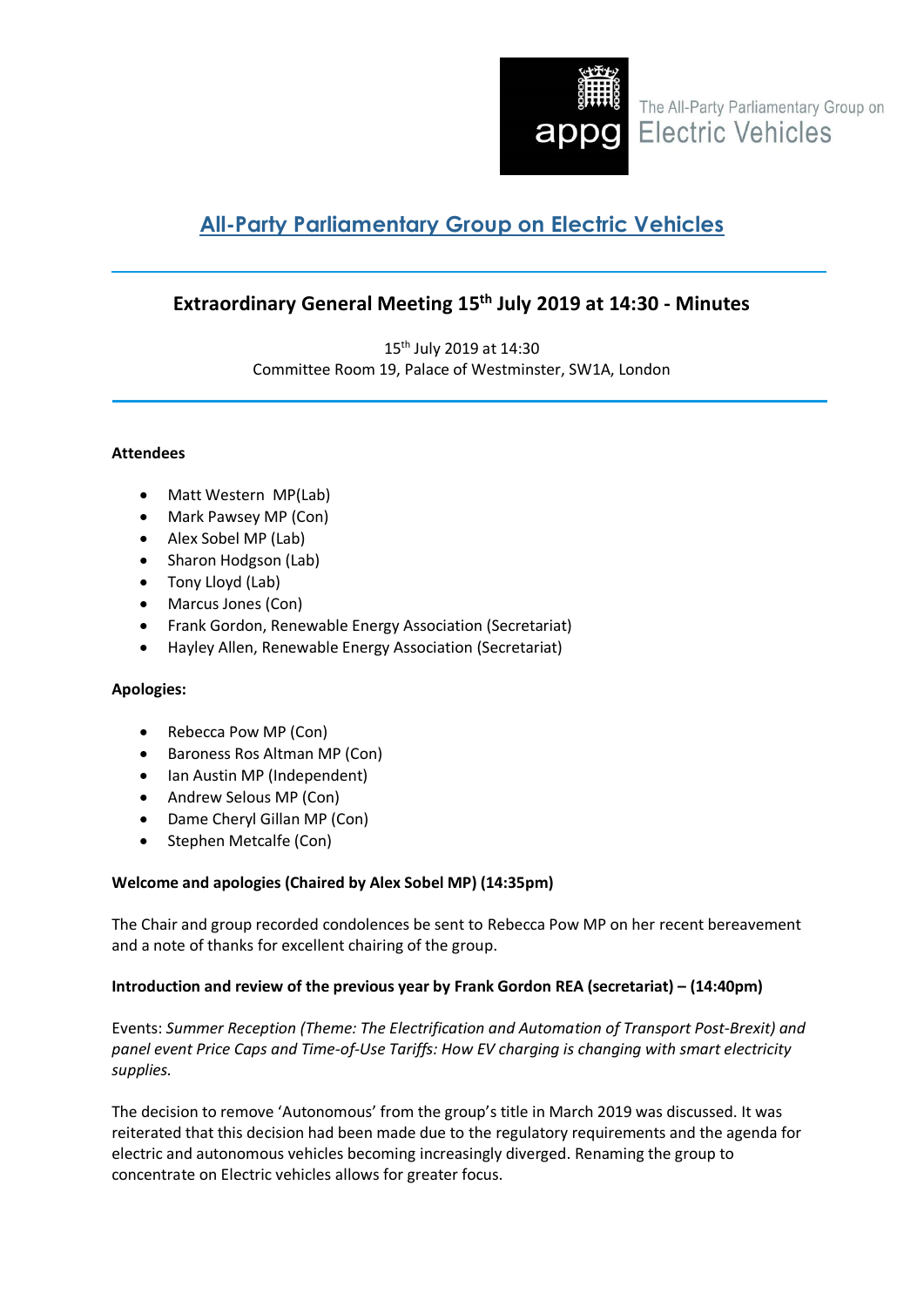The All-Party Parliamentary Group on Electric Vehicles

# All-Party Parliamentary Group on Electric Vehicles

## Extraordinary General Meeting 15th July 2019 at 14:30 - Minutes

15th July 2019 at 14:30
Committee Room 19, Palace of Westminster, SW1A, London

**Attendees**

- Matt Western MP(Lab)
- Mark Pawsey MP (Con)
- Alex Sobel MP (Lab)
- Sharon Hodgson (Lab)
- Tony Lloyd (Lab)
- Marcus Jones (Con)
- Frank Gordon, Renewable Energy Association (Secretariat)
- Hayley Allen, Renewable Energy Association (Secretariat)

**Apologies:**

- Rebecca Pow MP (Con)
- Baroness Ros Altman MP (Con)
- Ian Austin MP (Independent)
- Andrew Selous MP (Con)
- Dame Cheryl Gillan MP (Con)
- Stephen Metcalfe (Con)

**Welcome and apologies (Chaired by Alex Sobel MP) (14:35pm)**

The Chair and group recorded condolences be sent to Rebecca Pow MP on her recent bereavement and a note of thanks for excellent chairing of the group.

**Introduction and review of the previous year by Frank Gordon REA (secretariat) – (14:40pm)**

Events: *Summer Reception (Theme: The Electrification and Automation of Transport Post-Brexit) and panel event Price Caps and Time-of-Use Tariffs: How EV charging is changing with smart electricity supplies.*

The decision to remove 'Autonomous' from the group's title in March 2019 was discussed. It was reiterated that this decision had been made due to the regulatory requirements and the agenda for electric and autonomous vehicles becoming increasingly diverged. Renaming the group to concentrate on Electric vehicles allows for greater focus.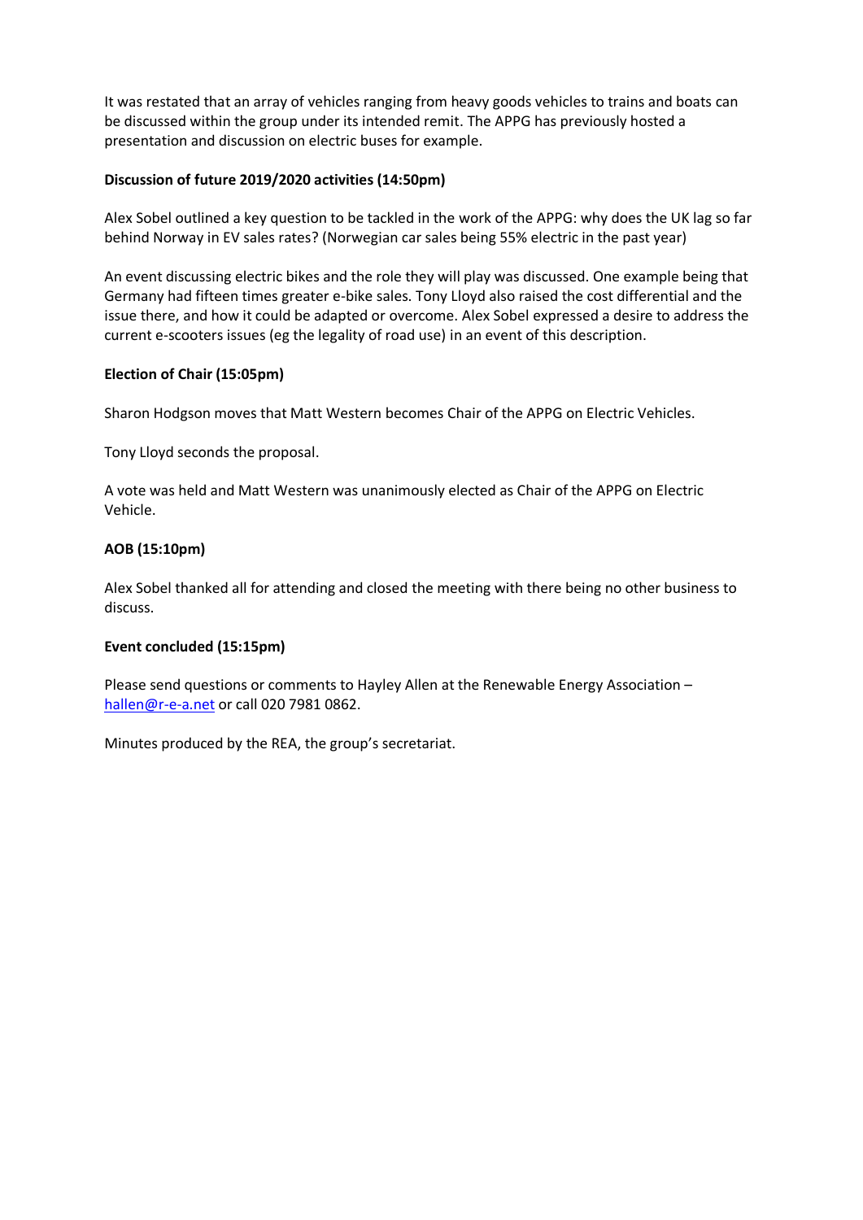It was restated that an array of vehicles ranging from heavy goods vehicles to trains and boats can be discussed within the group under its intended remit. The APPG has previously hosted a presentation and discussion on electric buses for example.

**Discussion of future 2019/2020 activities (14:50pm)**

Alex Sobel outlined a key question to be tackled in the work of the APPG: why does the UK lag so far behind Norway in EV sales rates? (Norwegian car sales being 55% electric in the past year)

An event discussing electric bikes and the role they will play was discussed. One example being that Germany had fifteen times greater e-bike sales. Tony Lloyd also raised the cost differential and the issue there, and how it could be adapted or overcome. Alex Sobel expressed a desire to address the current e-scooters issues (eg the legality of road use) in an event of this description.

**Election of Chair (15:05pm)**

Sharon Hodgson moves that Matt Western becomes Chair of the APPG on Electric Vehicles.

Tony Lloyd seconds the proposal.

A vote was held and Matt Western was unanimously elected as Chair of the APPG on Electric Vehicle.

**AOB (15:10pm)**

Alex Sobel thanked all for attending and closed the meeting with there being no other business to discuss.

**Event concluded (15:15pm)**

Please send questions or comments to Hayley Allen at the Renewable Energy Association – hallen@r-e-a.net or call 020 7981 0862.

Minutes produced by the REA, the group's secretariat.